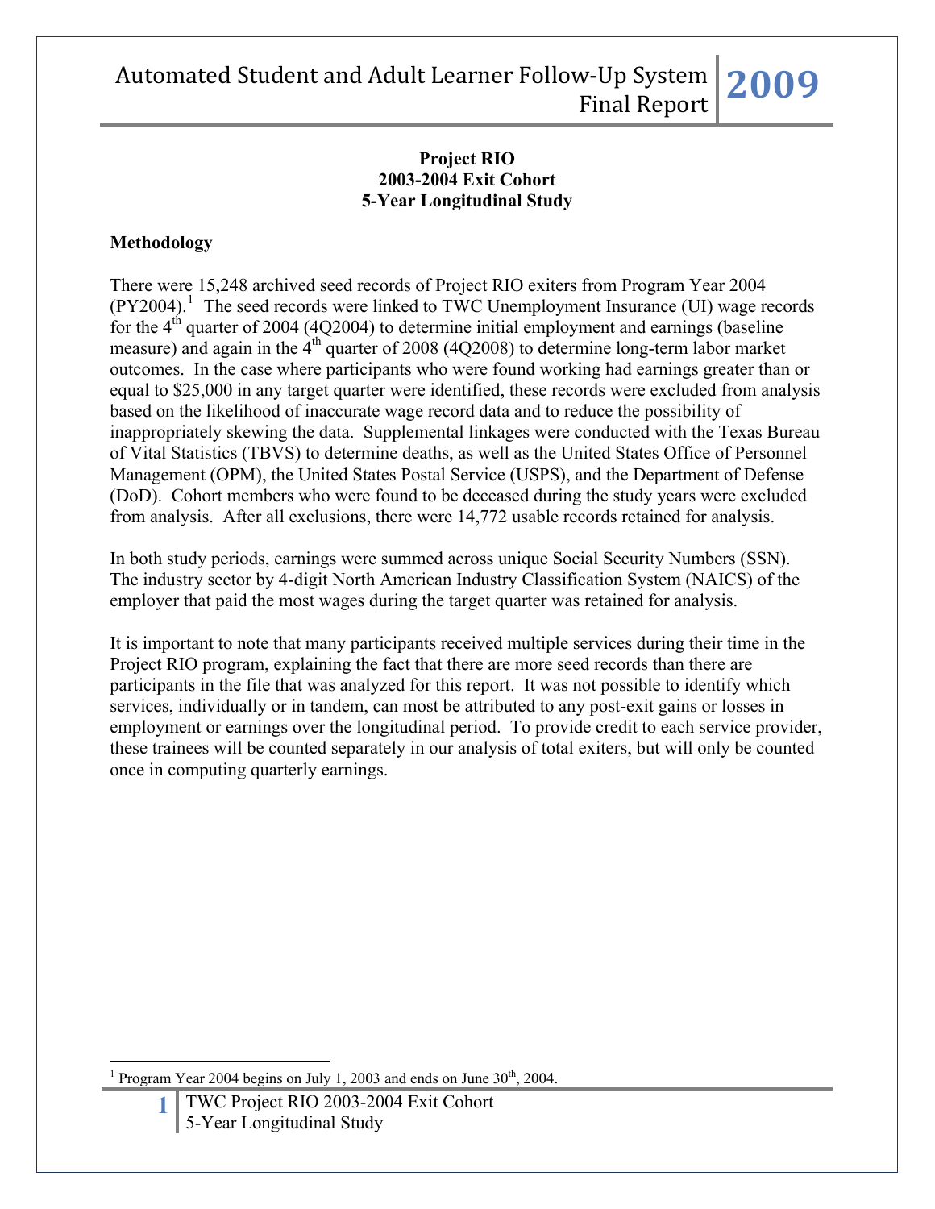**Project RIO**
**2003-2004 Exit Cohort**
**5-Year Longitudinal Study**

## Methodology

There were 15,248 archived seed records of Project RIO exiters from Program Year 2004 (PY2004).[1] The seed records were linked to TWC Unemployment Insurance (UI) wage records for the 4th quarter of 2004 (4Q2004) to determine initial employment and earnings (baseline measure) and again in the 4th quarter of 2008 (4Q2008) to determine long-term labor market outcomes. In the case where participants who were found working had earnings greater than or equal to $25,000 in any target quarter were identified, these records were excluded from analysis based on the likelihood of inaccurate wage record data and to reduce the possibility of inappropriately skewing the data. Supplemental linkages were conducted with the Texas Bureau of Vital Statistics (TBVS) to determine deaths, as well as the United States Office of Personnel Management (OPM), the United States Postal Service (USPS), and the Department of Defense (DoD). Cohort members who were found to be deceased during the study years were excluded from analysis. After all exclusions, there were 14,772 usable records retained for analysis.

In both study periods, earnings were summed across unique Social Security Numbers (SSN). The industry sector by 4-digit North American Industry Classification System (NAICS) of the employer that paid the most wages during the target quarter was retained for analysis.

It is important to note that many participants received multiple services during their time in the Project RIO program, explaining the fact that there are more seed records than there are participants in the file that was analyzed for this report. It was not possible to identify which services, individually or in tandem, can most be attributed to any post-exit gains or losses in employment or earnings over the longitudinal period. To provide credit to each service provider, these trainees will be counted separately in our analysis of total exiters, but will only be counted once in computing quarterly earnings.

[1] Program Year 2004 begins on July 1, 2003 and ends on June 30th, 2004.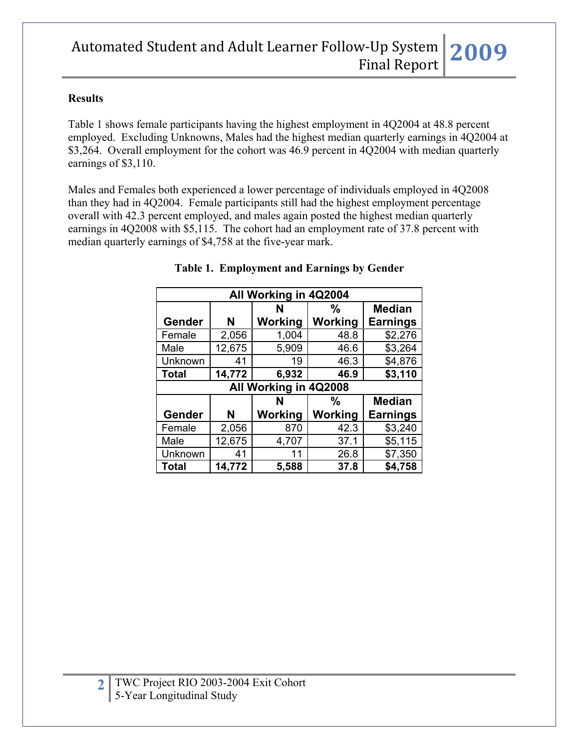**Results**

Table 1 shows female participants having the highest employment in 4Q2004 at 48.8 percent employed. Excluding Unknowns, Males had the highest median quarterly earnings in 4Q2004 at $3,264. Overall employment for the cohort was 46.9 percent in 4Q2004 with median quarterly earnings of $3,110.

Males and Females both experienced a lower percentage of individuals employed in 4Q2008 than they had in 4Q2004. Female participants still had the highest employment percentage overall with 42.3 percent employed, and males again posted the highest median quarterly earnings in 4Q2008 with $5,115. The cohort had an employment rate of 37.8 percent with median quarterly earnings of $4,758 at the five-year mark.

**Table 1. Employment and Earnings by Gender**

| All Working in 4Q2004 | | | | |
|---|---|---|---|---|
| **Gender** | **N** | **N Working** | **% Working** | **Median Earnings** |
| Female | 2,056 | 1,004 | 48.8 | $2,276 |
| Male | 12,675 | 5,909 | 46.6 | $3,264 |
| Unknown | 41 | 19 | 46.3 | $4,876 |
| **Total** | **14,772** | **6,932** | **46.9** | **$3,110** |
| **All Working in 4Q2008** | | | | |
| **Gender** | **N** | **N Working** | **% Working** | **Median Earnings** |
| Female | 2,056 | 870 | 42.3 | $3,240 |
| Male | 12,675 | 4,707 | 37.1 | $5,115 |
| Unknown | 41 | 11 | 26.8 | $7,350 |
| **Total** | **14,772** | **5,588** | **37.8** | **$4,758** |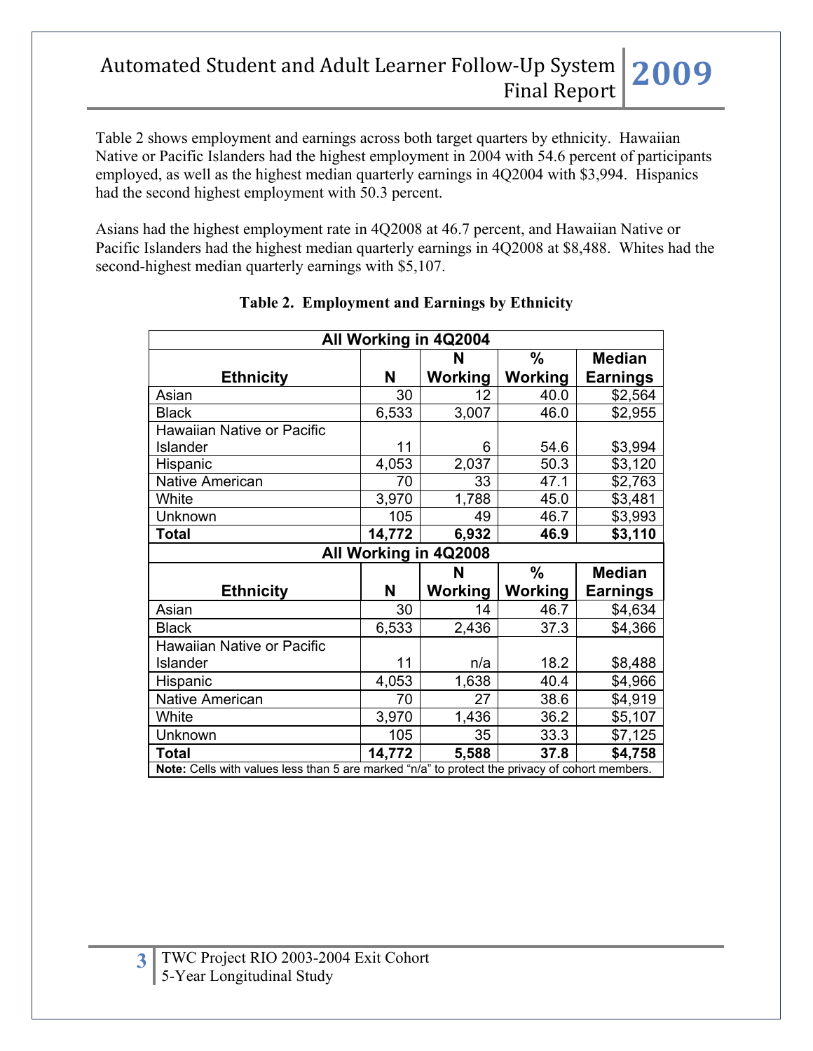Table 2 shows employment and earnings across both target quarters by ethnicity. Hawaiian Native or Pacific Islanders had the highest employment in 2004 with 54.6 percent of participants employed, as well as the highest median quarterly earnings in 4Q2004 with $3,994. Hispanics had the second highest employment with 50.3 percent.

Asians had the highest employment rate in 4Q2008 at 46.7 percent, and Hawaiian Native or Pacific Islanders had the highest median quarterly earnings in 4Q2008 at $8,488. Whites had the second-highest median quarterly earnings with $5,107.

**Table 2. Employment and Earnings by Ethnicity**

| All Working in 4Q2004 | | | | |
|---|---|---|---|---|
| **Ethnicity** | **N** | **N Working** | **% Working** | **Median Earnings** |
| Asian | 30 | 12 | 40.0 | $2,564 |
| Black | 6,533 | 3,007 | 46.0 | $2,955 |
| Hawaiian Native or Pacific Islander | 11 | 6 | 54.6 | $3,994 |
| Hispanic | 4,053 | 2,037 | 50.3 | $3,120 |
| Native American | 70 | 33 | 47.1 | $2,763 |
| White | 3,970 | 1,788 | 45.0 | $3,481 |
| Unknown | 105 | 49 | 46.7 | $3,993 |
| **Total** | **14,772** | **6,932** | **46.9** | **$3,110** |
| **All Working in 4Q2008** | | | | |
| **Ethnicity** | **N** | **N Working** | **% Working** | **Median Earnings** |
| Asian | 30 | 14 | 46.7 | $4,634 |
| Black | 6,533 | 2,436 | 37.3 | $4,366 |
| Hawaiian Native or Pacific Islander | 11 | n/a | 18.2 | $8,488 |
| Hispanic | 4,053 | 1,638 | 40.4 | $4,966 |
| Native American | 70 | 27 | 38.6 | $4,919 |
| White | 3,970 | 1,436 | 36.2 | $5,107 |
| Unknown | 105 | 35 | 33.3 | $7,125 |
| **Total** | **14,772** | **5,588** | **37.8** | **$4,758** |

**Note:** Cells with values less than 5 are marked "n/a" to protect the privacy of cohort members.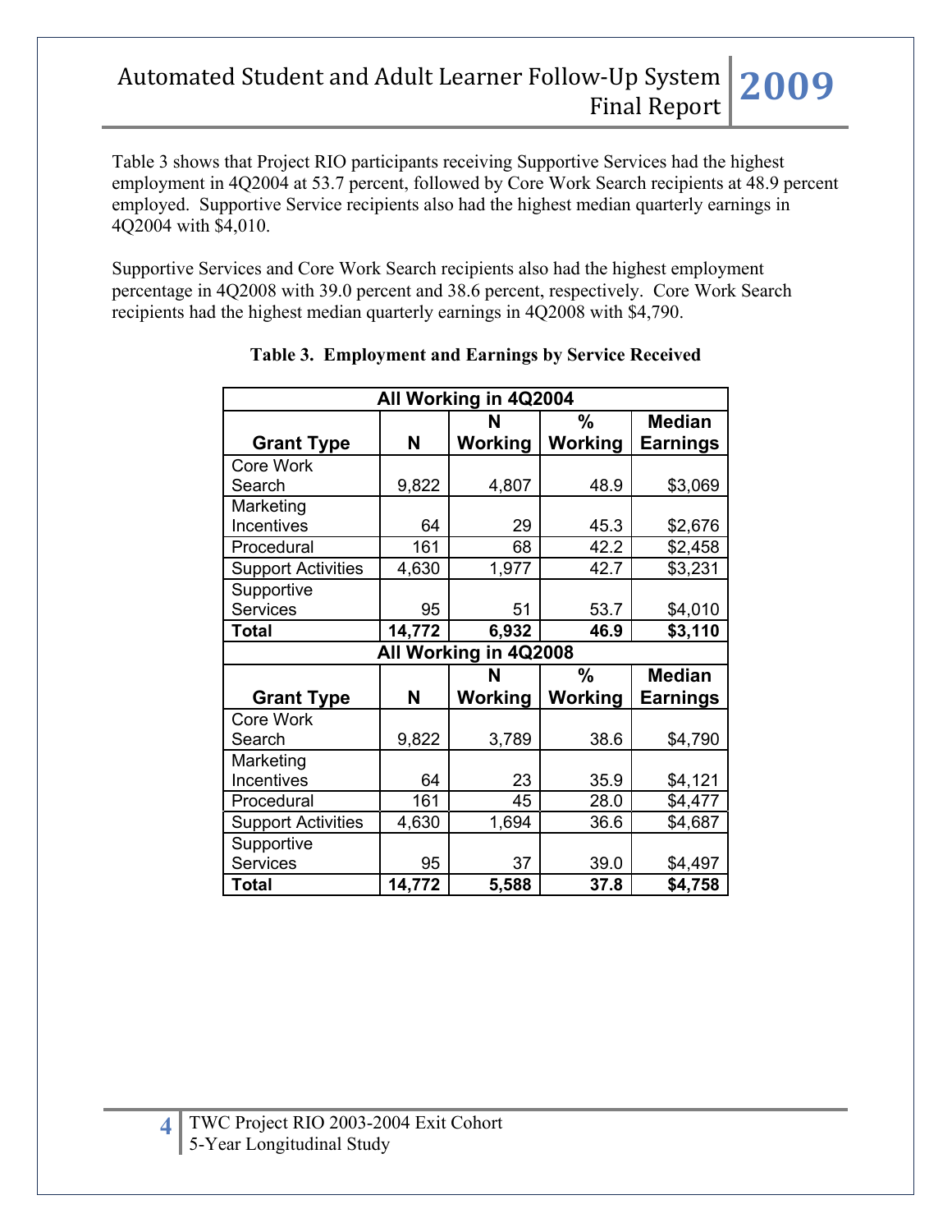Table 3 shows that Project RIO participants receiving Supportive Services had the highest employment in 4Q2004 at 53.7 percent, followed by Core Work Search recipients at 48.9 percent employed. Supportive Service recipients also had the highest median quarterly earnings in 4Q2004 with $4,010.

Supportive Services and Core Work Search recipients also had the highest employment percentage in 4Q2008 with 39.0 percent and 38.6 percent, respectively. Core Work Search recipients had the highest median quarterly earnings in 4Q2008 with $4,790.

**Table 3. Employment and Earnings by Service Received**

| All Working in 4Q2004 | | | | |
|---|---|---|---|---|
| **Grant Type** | **N** | **N Working** | **% Working** | **Median Earnings** |
| Core Work Search | 9,822 | 4,807 | 48.9 | $3,069 |
| Marketing Incentives | 64 | 29 | 45.3 | $2,676 |
| Procedural | 161 | 68 | 42.2 | $2,458 |
| Support Activities | 4,630 | 1,977 | 42.7 | $3,231 |
| Supportive Services | 95 | 51 | 53.7 | $4,010 |
| **Total** | **14,772** | **6,932** | **46.9** | **$3,110** |
| **All Working in 4Q2008** | | | | |
| **Grant Type** | **N** | **N Working** | **% Working** | **Median Earnings** |
| Core Work Search | 9,822 | 3,789 | 38.6 | $4,790 |
| Marketing Incentives | 64 | 23 | 35.9 | $4,121 |
| Procedural | 161 | 45 | 28.0 | $4,477 |
| Support Activities | 4,630 | 1,694 | 36.6 | $4,687 |
| Supportive Services | 95 | 37 | 39.0 | $4,497 |
| **Total** | **14,772** | **5,588** | **37.8** | **$4,758** |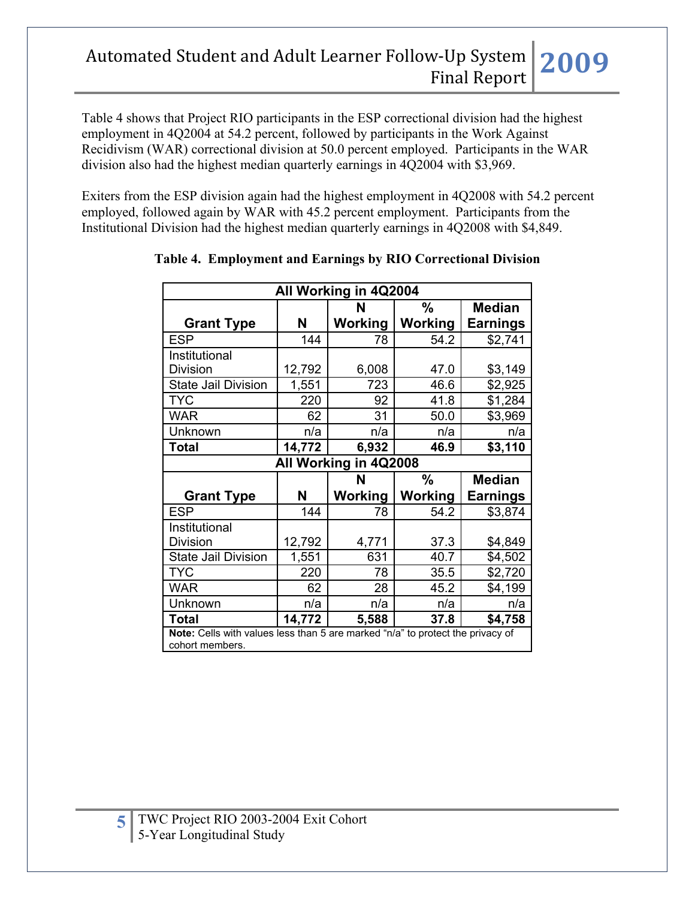Table 4 shows that Project RIO participants in the ESP correctional division had the highest employment in 4Q2004 at 54.2 percent, followed by participants in the Work Against Recidivism (WAR) correctional division at 50.0 percent employed. Participants in the WAR division also had the highest median quarterly earnings in 4Q2004 with $3,969.

Exiters from the ESP division again had the highest employment in 4Q2008 with 54.2 percent employed, followed again by WAR with 45.2 percent employment. Participants from the Institutional Division had the highest median quarterly earnings in 4Q2008 with $4,849.

**Table 4. Employment and Earnings by RIO Correctional Division**

| All Working in 4Q2004 | | | | |
|---|---|---|---|---|
| **Grant Type** | **N** | **N Working** | **% Working** | **Median Earnings** |
| ESP | 144 | 78 | 54.2 | $2,741 |
| Institutional Division | 12,792 | 6,008 | 47.0 | $3,149 |
| State Jail Division | 1,551 | 723 | 46.6 | $2,925 |
| TYC | 220 | 92 | 41.8 | $1,284 |
| WAR | 62 | 31 | 50.0 | $3,969 |
| Unknown | n/a | n/a | n/a | n/a |
| **Total** | **14,772** | **6,932** | **46.9** | **$3,110** |
| **All Working in 4Q2008** | | | | |
| **Grant Type** | **N** | **N Working** | **% Working** | **Median Earnings** |
| ESP | 144 | 78 | 54.2 | $3,874 |
| Institutional Division | 12,792 | 4,771 | 37.3 | $4,849 |
| State Jail Division | 1,551 | 631 | 40.7 | $4,502 |
| TYC | 220 | 78 | 35.5 | $2,720 |
| WAR | 62 | 28 | 45.2 | $4,199 |
| Unknown | n/a | n/a | n/a | n/a |
| **Total** | **14,772** | **5,588** | **37.8** | **$4,758** |

**Note:** Cells with values less than 5 are marked "n/a" to protect the privacy of cohort members.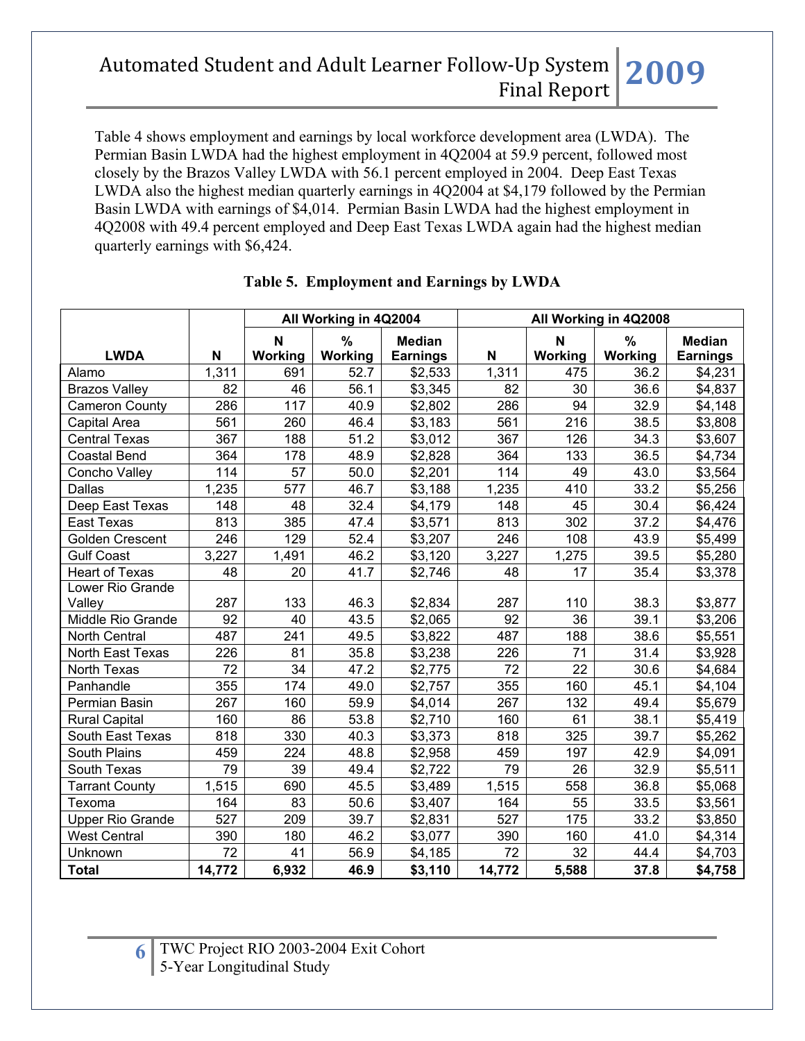Table 4 shows employment and earnings by local workforce development area (LWDA). The Permian Basin LWDA had the highest employment in 4Q2004 at 59.9 percent, followed most closely by the Brazos Valley LWDA with 56.1 percent employed in 2004. Deep East Texas LWDA also the highest median quarterly earnings in 4Q2004 at $4,179 followed by the Permian Basin LWDA with earnings of $4,014. Permian Basin LWDA had the highest employment in 4Q2008 with 49.4 percent employed and Deep East Texas LWDA again had the highest median quarterly earnings with $6,424.

**Table 5. Employment and Earnings by LWDA**

| | | All Working in 4Q2004 | | | All Working in 4Q2008 | | | |
|---|---|---|---|---|---|---|---|---|
| LWDA | N | N Working | % Working | Median Earnings | N | N Working | % Working | Median Earnings |
| Alamo | 1,311 | 691 | 52.7 | $2,533 | 1,311 | 475 | 36.2 | $4,231 |
| Brazos Valley | 82 | 46 | 56.1 | $3,345 | 82 | 30 | 36.6 | $4,837 |
| Cameron County | 286 | 117 | 40.9 | $2,802 | 286 | 94 | 32.9 | $4,148 |
| Capital Area | 561 | 260 | 46.4 | $3,183 | 561 | 216 | 38.5 | $3,808 |
| Central Texas | 367 | 188 | 51.2 | $3,012 | 367 | 126 | 34.3 | $3,607 |
| Coastal Bend | 364 | 178 | 48.9 | $2,828 | 364 | 133 | 36.5 | $4,734 |
| Concho Valley | 114 | 57 | 50.0 | $2,201 | 114 | 49 | 43.0 | $3,564 |
| Dallas | 1,235 | 577 | 46.7 | $3,188 | 1,235 | 410 | 33.2 | $5,256 |
| Deep East Texas | 148 | 48 | 32.4 | $4,179 | 148 | 45 | 30.4 | $6,424 |
| East Texas | 813 | 385 | 47.4 | $3,571 | 813 | 302 | 37.2 | $4,476 |
| Golden Crescent | 246 | 129 | 52.4 | $3,207 | 246 | 108 | 43.9 | $5,499 |
| Gulf Coast | 3,227 | 1,491 | 46.2 | $3,120 | 3,227 | 1,275 | 39.5 | $5,280 |
| Heart of Texas | 48 | 20 | 41.7 | $2,746 | 48 | 17 | 35.4 | $3,378 |
| Lower Rio Grande Valley | 287 | 133 | 46.3 | $2,834 | 287 | 110 | 38.3 | $3,877 |
| Middle Rio Grande | 92 | 40 | 43.5 | $2,065 | 92 | 36 | 39.1 | $3,206 |
| North Central | 487 | 241 | 49.5 | $3,822 | 487 | 188 | 38.6 | $5,551 |
| North East Texas | 226 | 81 | 35.8 | $3,238 | 226 | 71 | 31.4 | $3,928 |
| North Texas | 72 | 34 | 47.2 | $2,775 | 72 | 22 | 30.6 | $4,684 |
| Panhandle | 355 | 174 | 49.0 | $2,757 | 355 | 160 | 45.1 | $4,104 |
| Permian Basin | 267 | 160 | 59.9 | $4,014 | 267 | 132 | 49.4 | $5,679 |
| Rural Capital | 160 | 86 | 53.8 | $2,710 | 160 | 61 | 38.1 | $5,419 |
| South East Texas | 818 | 330 | 40.3 | $3,373 | 818 | 325 | 39.7 | $5,262 |
| South Plains | 459 | 224 | 48.8 | $2,958 | 459 | 197 | 42.9 | $4,091 |
| South Texas | 79 | 39 | 49.4 | $2,722 | 79 | 26 | 32.9 | $5,511 |
| Tarrant County | 1,515 | 690 | 45.5 | $3,489 | 1,515 | 558 | 36.8 | $5,068 |
| Texoma | 164 | 83 | 50.6 | $3,407 | 164 | 55 | 33.5 | $3,561 |
| Upper Rio Grande | 527 | 209 | 39.7 | $2,831 | 527 | 175 | 33.2 | $3,850 |
| West Central | 390 | 180 | 46.2 | $3,077 | 390 | 160 | 41.0 | $4,314 |
| Unknown | 72 | 41 | 56.9 | $4,185 | 72 | 32 | 44.4 | $4,703 |
| **Total** | **14,772** | **6,932** | **46.9** | **$3,110** | **14,772** | **5,588** | **37.8** | **$4,758** |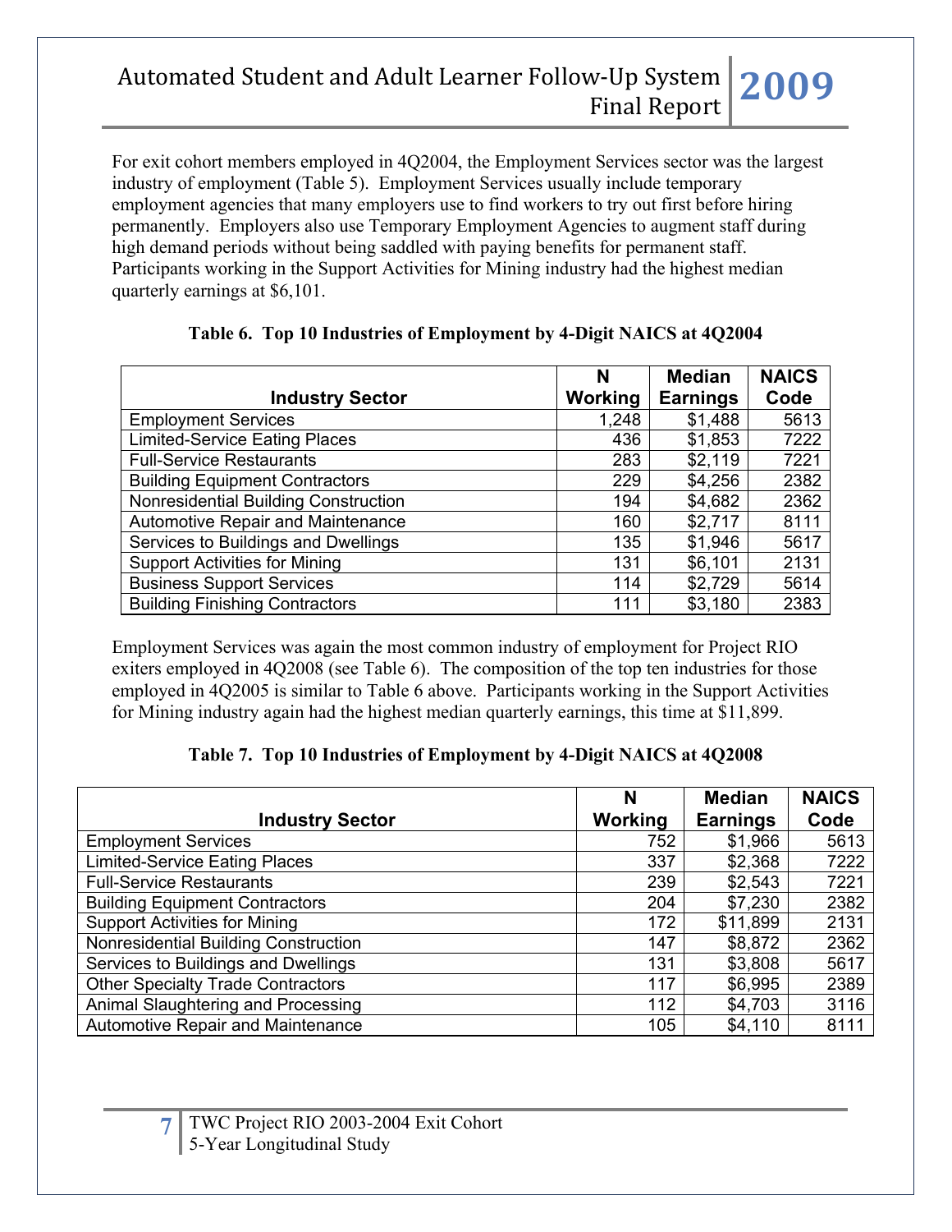For exit cohort members employed in 4Q2004, the Employment Services sector was the largest industry of employment (Table 5). Employment Services usually include temporary employment agencies that many employers use to find workers to try out first before hiring permanently. Employers also use Temporary Employment Agencies to augment staff during high demand periods without being saddled with paying benefits for permanent staff. Participants working in the Support Activities for Mining industry had the highest median quarterly earnings at $6,101.

**Table 6. Top 10 Industries of Employment by 4-Digit NAICS at 4Q2004**

| Industry Sector | N Working | Median Earnings | NAICS Code |
|---|---|---|---|
| Employment Services | 1,248 | $1,488 | 5613 |
| Limited-Service Eating Places | 436 | $1,853 | 7222 |
| Full-Service Restaurants | 283 | $2,119 | 7221 |
| Building Equipment Contractors | 229 | $4,256 | 2382 |
| Nonresidential Building Construction | 194 | $4,682 | 2362 |
| Automotive Repair and Maintenance | 160 | $2,717 | 8111 |
| Services to Buildings and Dwellings | 135 | $1,946 | 5617 |
| Support Activities for Mining | 131 | $6,101 | 2131 |
| Business Support Services | 114 | $2,729 | 5614 |
| Building Finishing Contractors | 111 | $3,180 | 2383 |

Employment Services was again the most common industry of employment for Project RIO exiters employed in 4Q2008 (see Table 6). The composition of the top ten industries for those employed in 4Q2005 is similar to Table 6 above. Participants working in the Support Activities for Mining industry again had the highest median quarterly earnings, this time at $11,899.

**Table 7. Top 10 Industries of Employment by 4-Digit NAICS at 4Q2008**

| Industry Sector | N Working | Median Earnings | NAICS Code |
|---|---|---|---|
| Employment Services | 752 | $1,966 | 5613 |
| Limited-Service Eating Places | 337 | $2,368 | 7222 |
| Full-Service Restaurants | 239 | $2,543 | 7221 |
| Building Equipment Contractors | 204 | $7,230 | 2382 |
| Support Activities for Mining | 172 | $11,899 | 2131 |
| Nonresidential Building Construction | 147 | $8,872 | 2362 |
| Services to Buildings and Dwellings | 131 | $3,808 | 5617 |
| Other Specialty Trade Contractors | 117 | $6,995 | 2389 |
| Animal Slaughtering and Processing | 112 | $4,703 | 3116 |
| Automotive Repair and Maintenance | 105 | $4,110 | 8111 |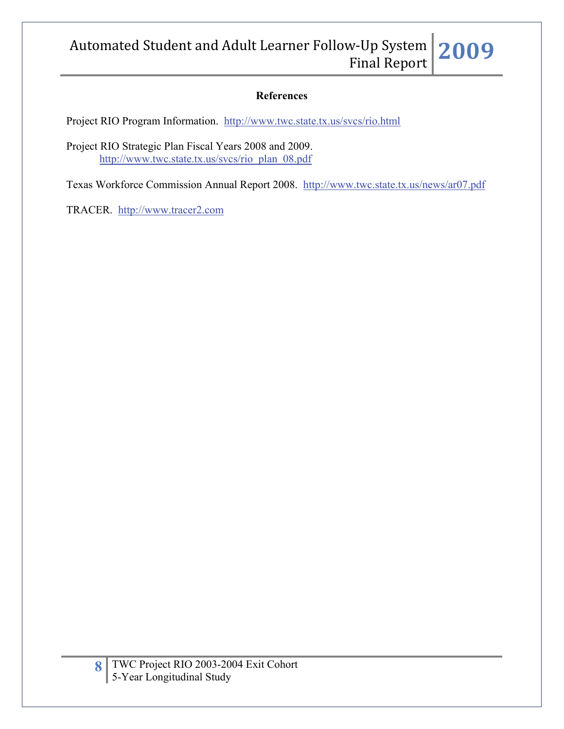## References

Project RIO Program Information. http://www.twc.state.tx.us/svcs/rio.html

Project RIO Strategic Plan Fiscal Years 2008 and 2009.
http://www.twc.state.tx.us/svcs/rio_plan_08.pdf

Texas Workforce Commission Annual Report 2008. http://www.twc.state.tx.us/news/ar07.pdf

TRACER. http://www.tracer2.com